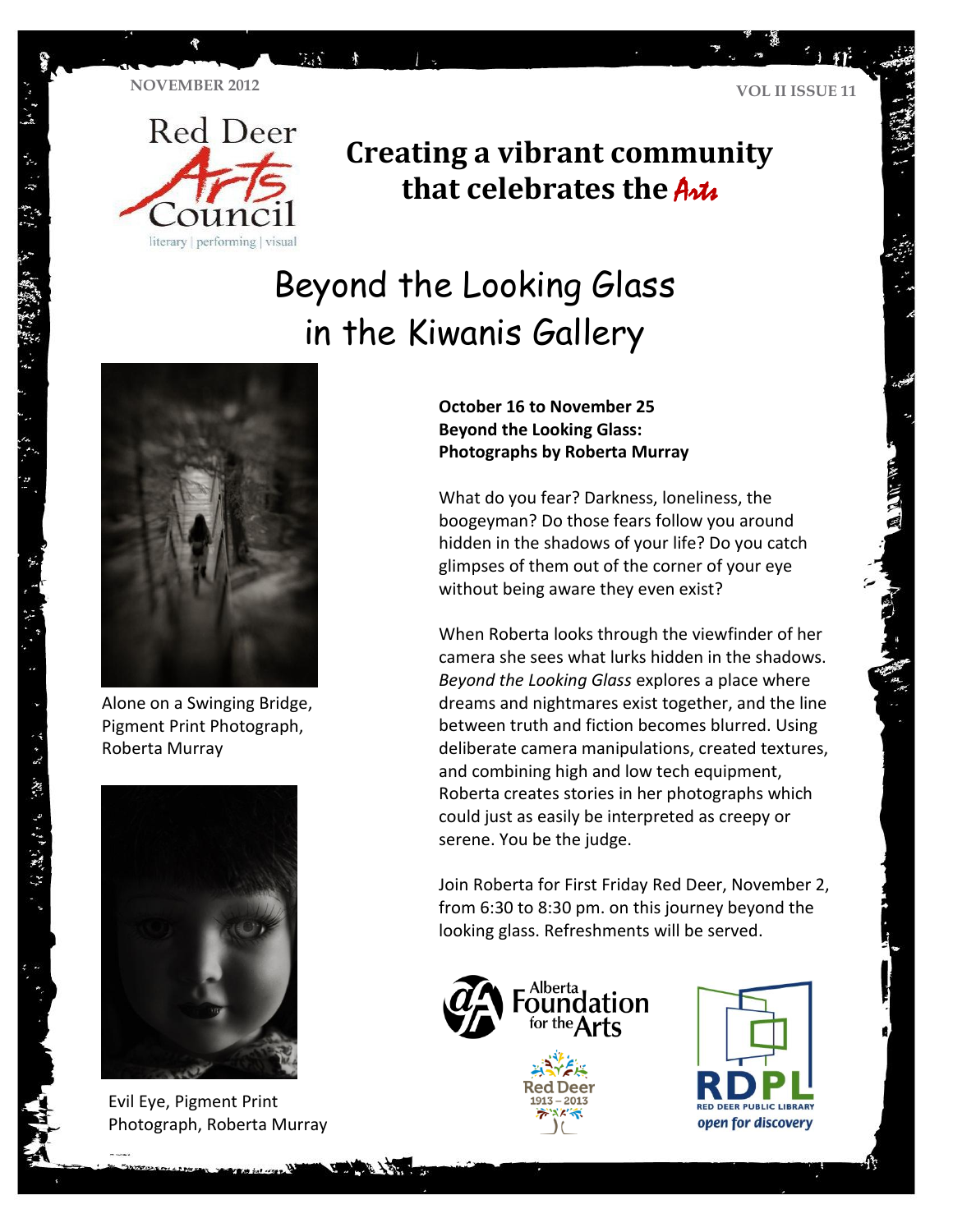NOVEMBER 2012

VOL II ISSUE 11

Red Deer Arts Council

literary | performing | visual

## Creating a vibrant community that celebrates the Arts

# Beyond the Looking Glass in the Kiwanis Gallery

Alone on a Swinging Bridge, Pigment Print Photograph, Roberta Murray

Evil Eye, Pigment Print Photograph, Roberta Murray

**October 16 to November 25**
**Beyond the Looking Glass:**
**Photographs by Roberta Murray**

What do you fear? Darkness, loneliness, the boogeyman? Do those fears follow you around hidden in the shadows of your life? Do you catch glimpses of them out of the corner of your eye without being aware they even exist?

When Roberta looks through the viewfinder of her camera she sees what lurks hidden in the shadows. *Beyond the Looking Glass* explores a place where dreams and nightmares exist together, and the line between truth and fiction becomes blurred. Using deliberate camera manipulations, created textures, and combining high and low tech equipment, Roberta creates stories in her photographs which could just as easily be interpreted as creepy or serene. You be the judge.

Join Roberta for First Friday Red Deer, November 2, from 6:30 to 8:30 pm. on this journey beyond the looking glass. Refreshments will be served.

Alberta Foundation for the Arts

Red Deer 1913 – 2013

RDPL RED DEER PUBLIC LIBRARY open for discovery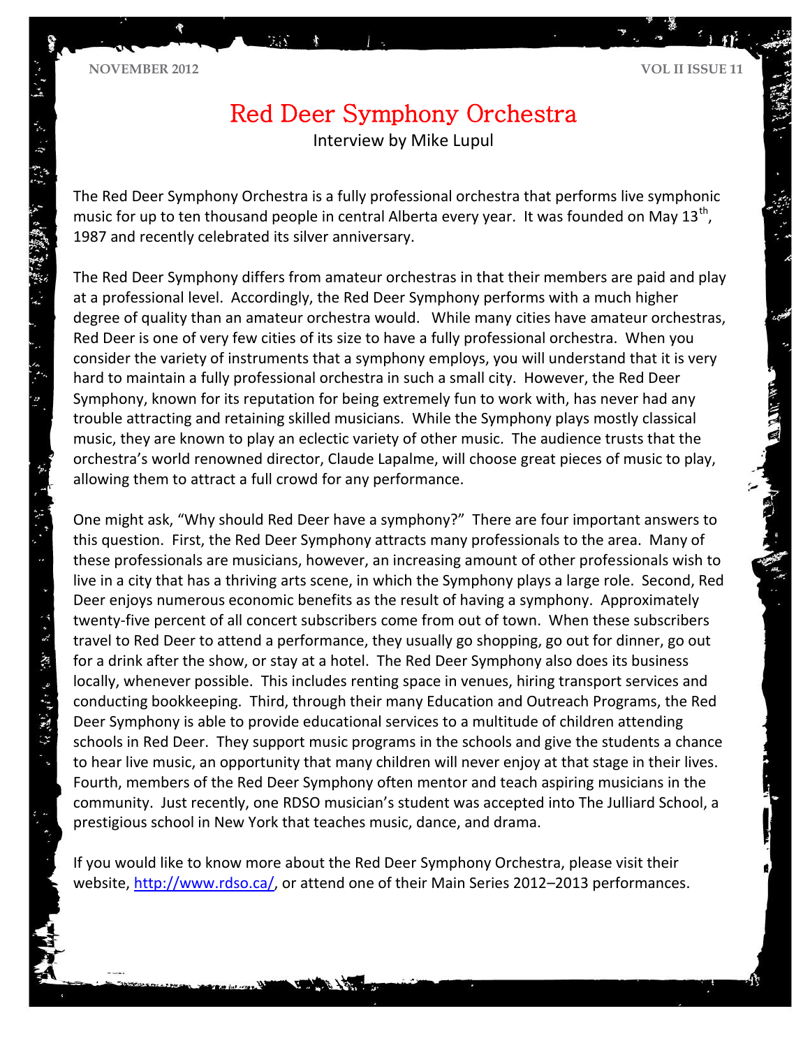# Red Deer Symphony Orchestra

Interview by Mike Lupul

The Red Deer Symphony Orchestra is a fully professional orchestra that performs live symphonic music for up to ten thousand people in central Alberta every year. It was founded on May 13th, 1987 and recently celebrated its silver anniversary.

The Red Deer Symphony differs from amateur orchestras in that their members are paid and play at a professional level. Accordingly, the Red Deer Symphony performs with a much higher degree of quality than an amateur orchestra would. While many cities have amateur orchestras, Red Deer is one of very few cities of its size to have a fully professional orchestra. When you consider the variety of instruments that a symphony employs, you will understand that it is very hard to maintain a fully professional orchestra in such a small city. However, the Red Deer Symphony, known for its reputation for being extremely fun to work with, has never had any trouble attracting and retaining skilled musicians. While the Symphony plays mostly classical music, they are known to play an eclectic variety of other music. The audience trusts that the orchestra's world renowned director, Claude Lapalme, will choose great pieces of music to play, allowing them to attract a full crowd for any performance.

One might ask, "Why should Red Deer have a symphony?" There are four important answers to this question. First, the Red Deer Symphony attracts many professionals to the area. Many of these professionals are musicians, however, an increasing amount of other professionals wish to live in a city that has a thriving arts scene, in which the Symphony plays a large role. Second, Red Deer enjoys numerous economic benefits as the result of having a symphony. Approximately twenty-five percent of all concert subscribers come from out of town. When these subscribers travel to Red Deer to attend a performance, they usually go shopping, go out for dinner, go out for a drink after the show, or stay at a hotel. The Red Deer Symphony also does its business locally, whenever possible. This includes renting space in venues, hiring transport services and conducting bookkeeping. Third, through their many Education and Outreach Programs, the Red Deer Symphony is able to provide educational services to a multitude of children attending schools in Red Deer. They support music programs in the schools and give the students a chance to hear live music, an opportunity that many children will never enjoy at that stage in their lives. Fourth, members of the Red Deer Symphony often mentor and teach aspiring musicians in the community. Just recently, one RDSO musician's student was accepted into The Julliard School, a prestigious school in New York that teaches music, dance, and drama.

If you would like to know more about the Red Deer Symphony Orchestra, please visit their website, [http://www.rdso.ca/](http://www.rdso.ca/), or attend one of their Main Series 2012–2013 performances.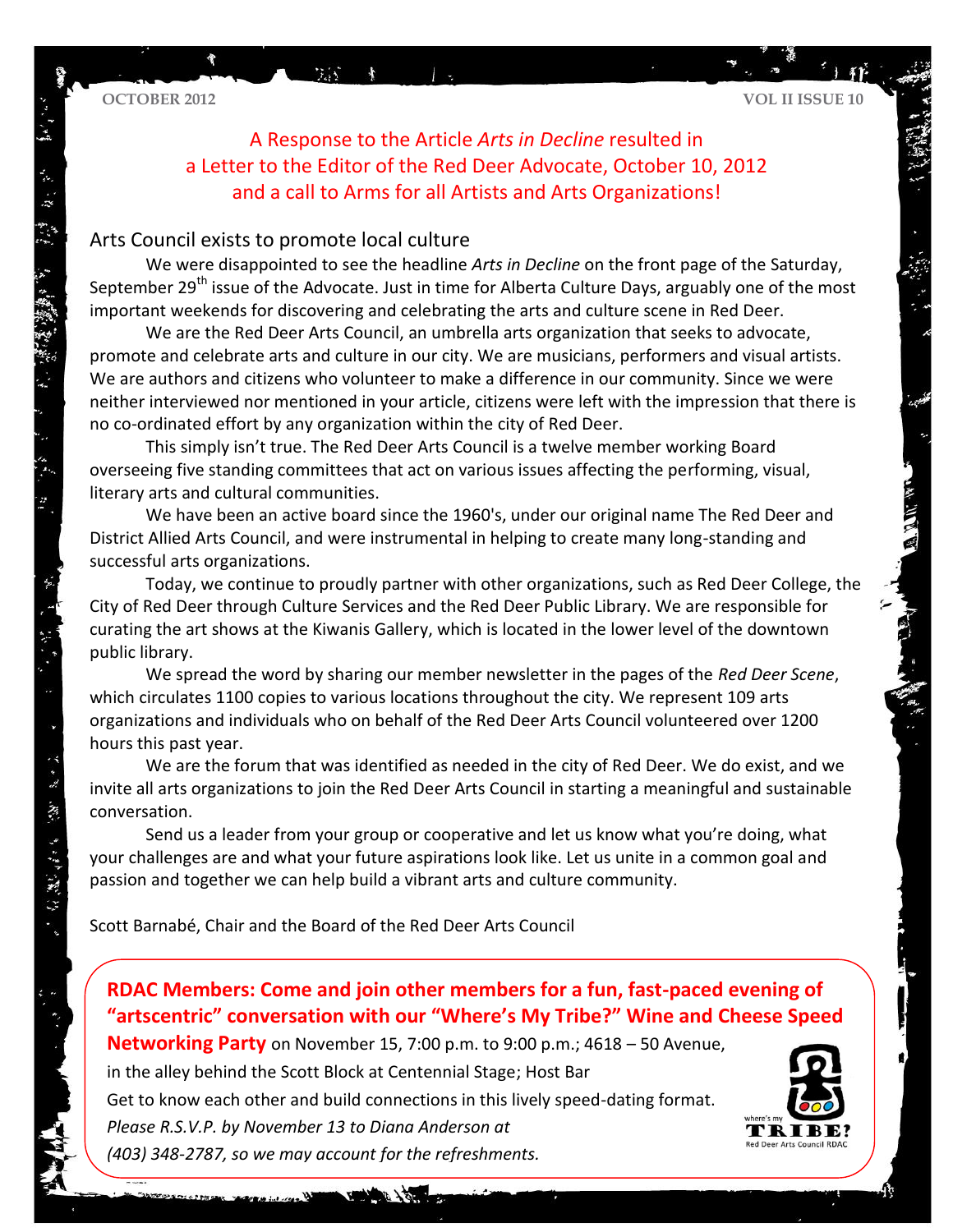## A Response to the Article *Arts in Decline* resulted in a Letter to the Editor of the Red Deer Advocate, October 10, 2012 and a call to Arms for all Artists and Arts Organizations!

### Arts Council exists to promote local culture

We were disappointed to see the headline *Arts in Decline* on the front page of the Saturday, September 29th issue of the Advocate. Just in time for Alberta Culture Days, arguably one of the most important weekends for discovering and celebrating the arts and culture scene in Red Deer.

We are the Red Deer Arts Council, an umbrella arts organization that seeks to advocate, promote and celebrate arts and culture in our city. We are musicians, performers and visual artists. We are authors and citizens who volunteer to make a difference in our community. Since we were neither interviewed nor mentioned in your article, citizens were left with the impression that there is no co-ordinated effort by any organization within the city of Red Deer.

This simply isn't true. The Red Deer Arts Council is a twelve member working Board overseeing five standing committees that act on various issues affecting the performing, visual, literary arts and cultural communities.

We have been an active board since the 1960's, under our original name The Red Deer and District Allied Arts Council, and were instrumental in helping to create many long-standing and successful arts organizations.

Today, we continue to proudly partner with other organizations, such as Red Deer College, the City of Red Deer through Culture Services and the Red Deer Public Library. We are responsible for curating the art shows at the Kiwanis Gallery, which is located in the lower level of the downtown public library.

We spread the word by sharing our member newsletter in the pages of the *Red Deer Scene*, which circulates 1100 copies to various locations throughout the city. We represent 109 arts organizations and individuals who on behalf of the Red Deer Arts Council volunteered over 1200 hours this past year.

We are the forum that was identified as needed in the city of Red Deer. We do exist, and we invite all arts organizations to join the Red Deer Arts Council in starting a meaningful and sustainable conversation.

Send us a leader from your group or cooperative and let us know what you're doing, what your challenges are and what your future aspirations look like. Let us unite in a common goal and passion and together we can help build a vibrant arts and culture community.

Scott Barnabé, Chair and the Board of the Red Deer Arts Council

**RDAC Members: Come and join other members for a fun, fast-paced evening of "artscentric" conversation with our "Where's My Tribe?" Wine and Cheese Speed Networking Party** on November 15, 7:00 p.m. to 9:00 p.m.; 4618 – 50 Avenue, in the alley behind the Scott Block at Centennial Stage; Host Bar

Get to know each other and build connections in this lively speed-dating format.

*Please R.S.V.P. by November 13 to Diana Anderson at (403) 348-2787, so we may account for the refreshments.*

where's my TRIBE? Red Deer Arts Council RDAC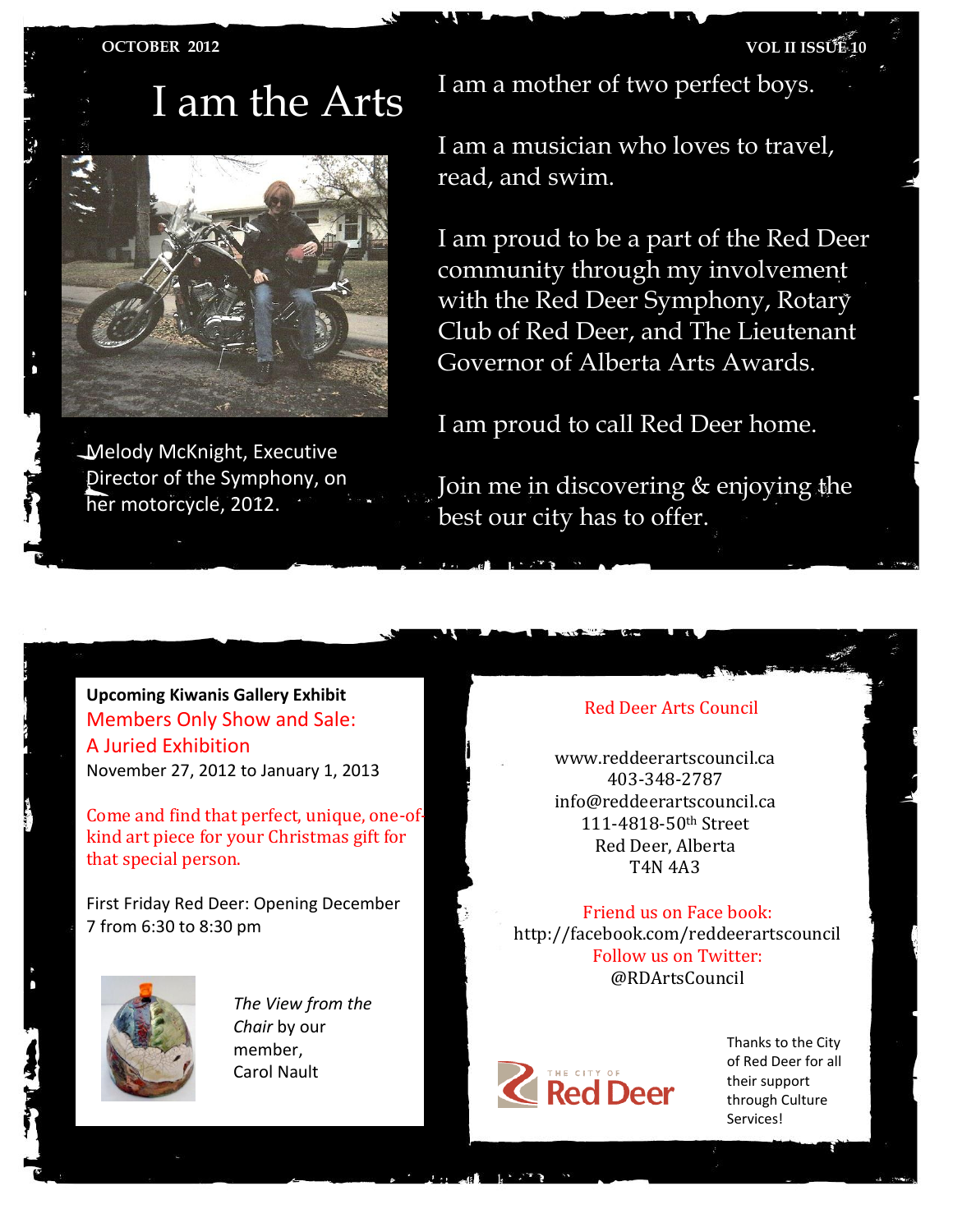OCTOBER 2012

# I am the Arts

Melody McKnight, Executive Director of the Symphony, on her motorcycle, 2012.

I am a mother of two perfect boys.

I am a musician who loves to travel, read, and swim.

I am proud to be a part of the Red Deer community through my involvement with the Red Deer Symphony, Rotary Club of Red Deer, and The Lieutenant Governor of Alberta Arts Awards.

I am proud to call Red Deer home.

Join me in discovering & enjoying the best our city has to offer.

**Upcoming Kiwanis Gallery Exhibit**

## Members Only Show and Sale: A Juried Exhibition

November 27, 2012 to January 1, 2013

Come and find that perfect, unique, one-of-kind art piece for your Christmas gift for that special person.

First Friday Red Deer: Opening December 7 from 6:30 to 8:30 pm

*The View from the Chair* by our member, Carol Nault

## Red Deer Arts Council

www.reddeerartscouncil.ca
403-348-2787
info@reddeerartscouncil.ca
111-4818-50th Street
Red Deer, Alberta
T4N 4A3

Friend us on Face book:
http://facebook.com/reddeerartscouncil
Follow us on Twitter:
@RDArtsCouncil

The City of Red Deer

Thanks to the City of Red Deer for all their support through Culture Services!